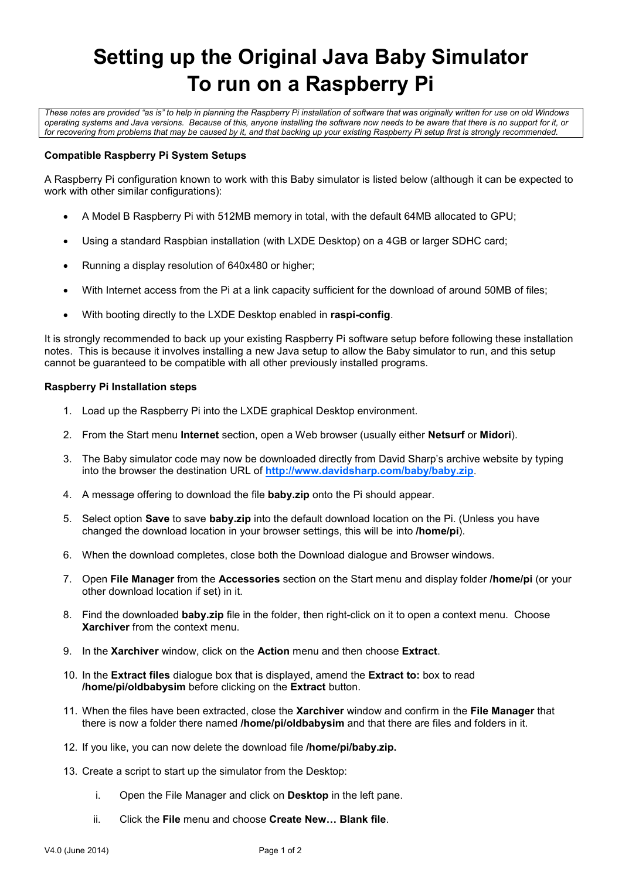# Setting up the Original Java Baby Simulator To run on a Raspberry Pi

*These notes are provided "as is" to help in planning the Raspberry Pi installation of software that was originally written for use on old Windows operating systems and Java versions. Because of this, anyone installing the software now needs to be aware that there is no support for it, or for recovering from problems that may be caused by it, and that backing up your existing Raspberry Pi setup first is strongly recommended.*

**Compatible Raspberry Pi System Setups**

A Raspberry Pi configuration known to work with this Baby simulator is listed below (although it can be expected to work with other similar configurations):

- A Model B Raspberry Pi with 512MB memory in total, with the default 64MB allocated to GPU;
- Using a standard Raspbian installation (with LXDE Desktop) on a 4GB or larger SDHC card;
- Running a display resolution of 640x480 or higher;
- With Internet access from the Pi at a link capacity sufficient for the download of around 50MB of files;
- With booting directly to the LXDE Desktop enabled in **raspi-config**.

It is strongly recommended to back up your existing Raspberry Pi software setup before following these installation notes. This is because it involves installing a new Java setup to allow the Baby simulator to run, and this setup cannot be guaranteed to be compatible with all other previously installed programs.

**Raspberry Pi Installation steps**

1. Load up the Raspberry Pi into the LXDE graphical Desktop environment.
2. From the Start menu **Internet** section, open a Web browser (usually either **Netsurf** or **Midori**).
3. The Baby simulator code may now be downloaded directly from David Sharp's archive website by typing into the browser the destination URL of **http://www.davidsharp.com/baby/baby.zip**.
4. A message offering to download the file **baby.zip** onto the Pi should appear.
5. Select option **Save** to save **baby.zip** into the default download location on the Pi. (Unless you have changed the download location in your browser settings, this will be into **/home/pi**).
6. When the download completes, close both the Download dialogue and Browser windows.
7. Open **File Manager** from the **Accessories** section on the Start menu and display folder **/home/pi** (or your other download location if set) in it.
8. Find the downloaded **baby.zip** file in the folder, then right-click on it to open a context menu. Choose **Xarchiver** from the context menu.
9. In the **Xarchiver** window, click on the **Action** menu and then choose **Extract**.
10. In the **Extract files** dialogue box that is displayed, amend the **Extract to:** box to read **/home/pi/oldbabysim** before clicking on the **Extract** button.
11. When the files have been extracted, close the **Xarchiver** window and confirm in the **File Manager** that there is now a folder there named **/home/pi/oldbabysim** and that there are files and folders in it.
12. If you like, you can now delete the download file **/home/pi/baby.zip.**
13. Create a script to start up the simulator from the Desktop:
    1. Open the File Manager and click on **Desktop** in the left pane.
    2. Click the **File** menu and choose **Create New… Blank file**.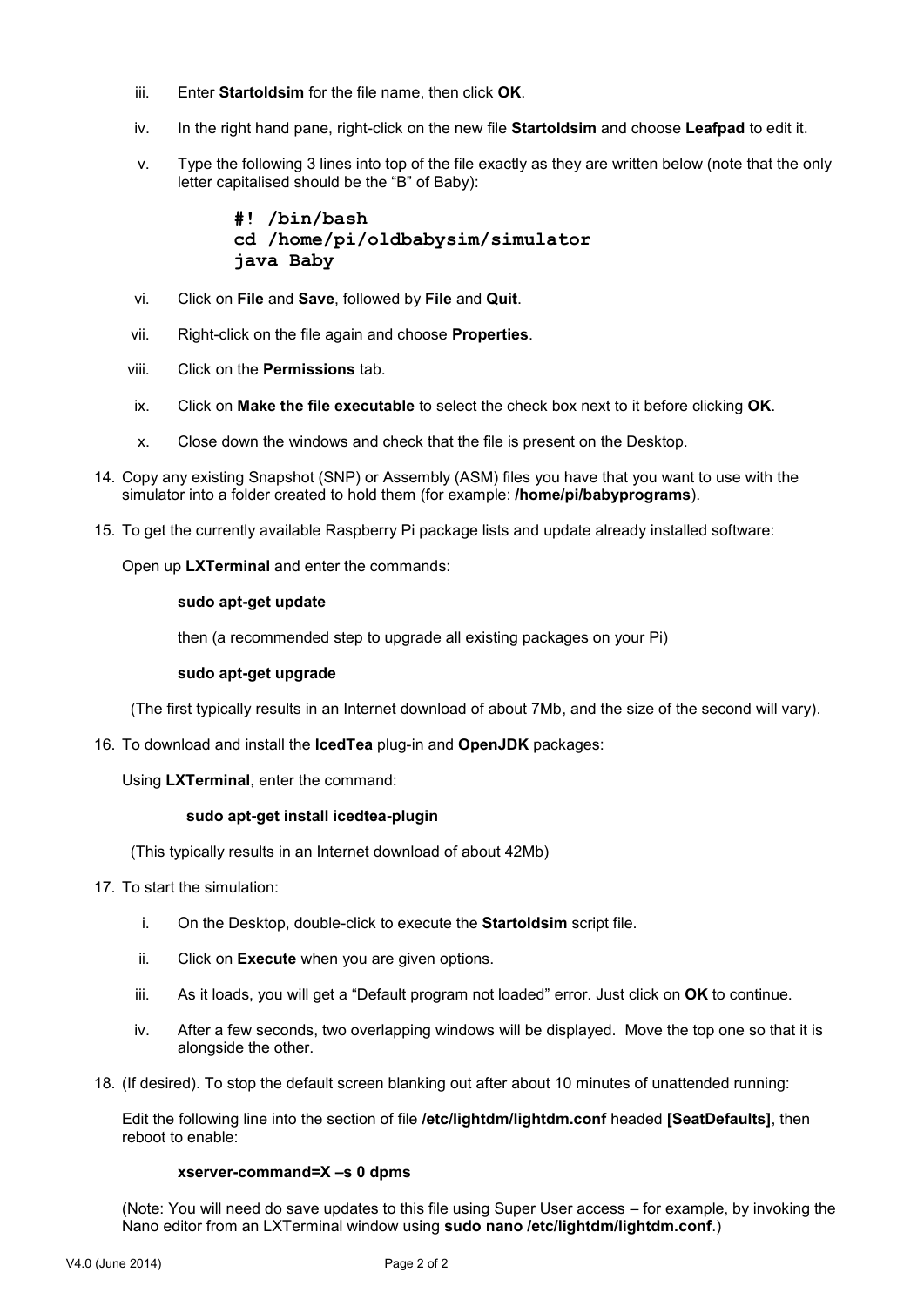iii. Enter **Startoldsim** for the file name, then click **OK**.

iv. In the right hand pane, right-click on the new file **Startoldsim** and choose **Leafpad** to edit it.

v. Type the following 3 lines into top of the file exactly as they are written below (note that the only letter capitalised should be the "B" of Baby):

```
#! /bin/bash
cd /home/pi/oldbabysim/simulator
java Baby
```

vi. Click on **File** and **Save**, followed by **File** and **Quit**.

vii. Right-click on the file again and choose **Properties**.

viii. Click on the **Permissions** tab.

ix. Click on **Make the file executable** to select the check box next to it before clicking **OK**.

x. Close down the windows and check that the file is present on the Desktop.

14. Copy any existing Snapshot (SNP) or Assembly (ASM) files you have that you want to use with the simulator into a folder created to hold them (for example: **/home/pi/babyprograms**).

15. To get the currently available Raspberry Pi package lists and update already installed software:

    Open up **LXTerminal** and enter the commands:

    **sudo apt-get update**

    then (a recommended step to upgrade all existing packages on your Pi)

    **sudo apt-get upgrade**

    (The first typically results in an Internet download of about 7Mb, and the size of the second will vary).

16. To download and install the **IcedTea** plug-in and **OpenJDK** packages:

    Using **LXTerminal**, enter the command:

    **sudo apt-get install icedtea-plugin**

    (This typically results in an Internet download of about 42Mb)

17. To start the simulation:

    i. On the Desktop, double-click to execute the **Startoldsim** script file.

    ii. Click on **Execute** when you are given options.

    iii. As it loads, you will get a "Default program not loaded" error. Just click on **OK** to continue.

    iv. After a few seconds, two overlapping windows will be displayed. Move the top one so that it is alongside the other.

18. (If desired). To stop the default screen blanking out after about 10 minutes of unattended running:

    Edit the following line into the section of file **/etc/lightdm/lightdm.conf** headed **[SeatDefaults]**, then reboot to enable:

    **xserver-command=X –s 0 dpms**

    (Note: You will need do save updates to this file using Super User access – for example, by invoking the Nano editor from an LXTerminal window using **sudo nano /etc/lightdm/lightdm.conf**.)

V4.0 (June 2014)